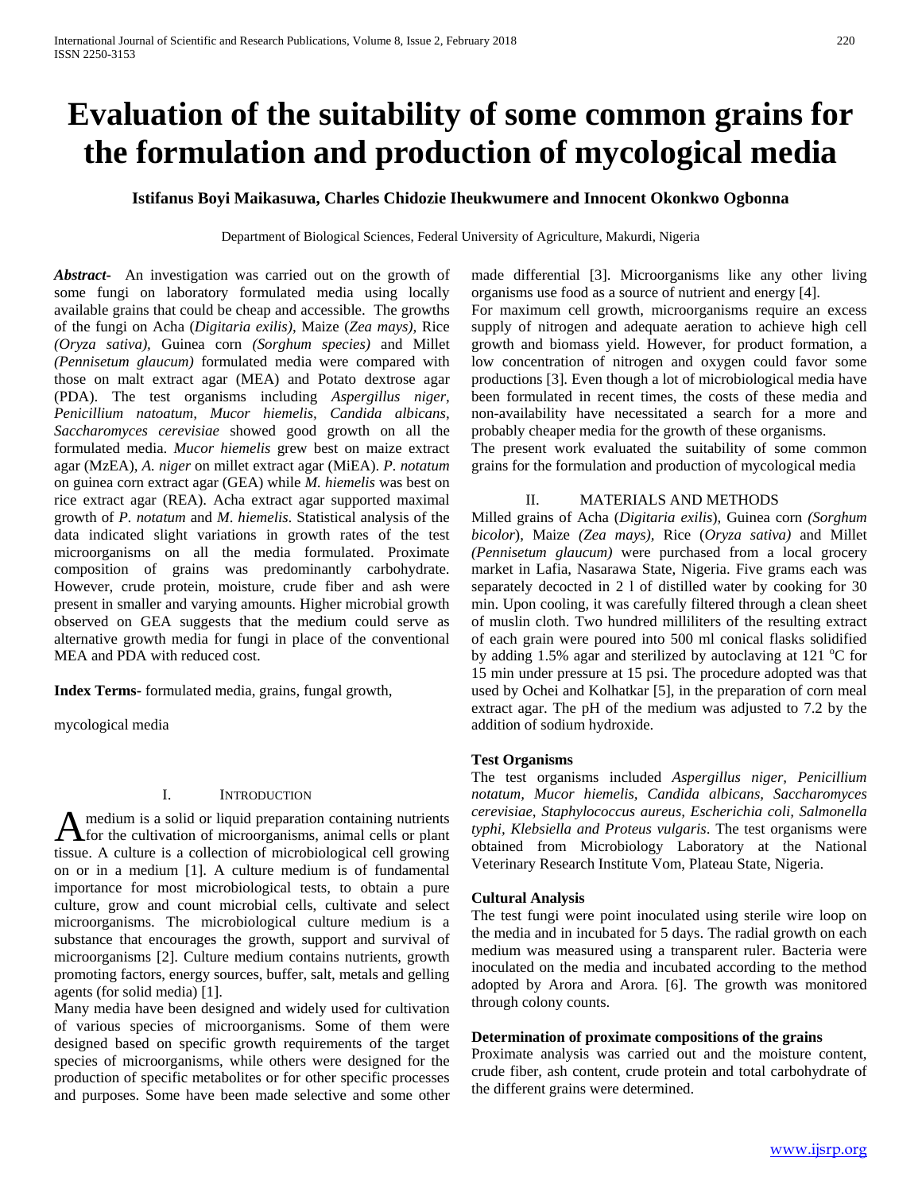# Evaluation of the suitability of some common grains for the formulation and production of mycological media

**Istifanus Boyi Maikasuwa, Charles Chidozie Iheukwumere and Innocent Okonkwo Ogbonna**

Department of Biological Sciences, Federal University of Agriculture, Makurdi, Nigeria

***Abstract-*** An investigation was carried out on the growth of some fungi on laboratory formulated media using locally available grains that could be cheap and accessible. The growths of the fungi on Acha (*Digitaria exilis)*, Maize (*Zea mays)*, Rice *(Oryza sativa),* Guinea corn *(Sorghum species)* and Millet *(Pennisetum glaucum)* formulated media were compared with those on malt extract agar (MEA) and Potato dextrose agar (PDA). The test organisms including *Aspergillus niger, Penicillium natoatum, Mucor hiemelis, Candida albicans, Saccharomyces cerevisiae* showed good growth on all the formulated media. *Mucor hiemelis* grew best on maize extract agar (MzEA), *A. niger* on millet extract agar (MiEA). *P. notatum* on guinea corn extract agar (GEA) while *M. hiemelis* was best on rice extract agar (REA). Acha extract agar supported maximal growth of *P. notatum* and *M*. *hiemelis*. Statistical analysis of the data indicated slight variations in growth rates of the test microorganisms on all the media formulated. Proximate composition of grains was predominantly carbohydrate. However, crude protein, moisture, crude fiber and ash were present in smaller and varying amounts. Higher microbial growth observed on GEA suggests that the medium could serve as alternative growth media for fungi in place of the conventional MEA and PDA with reduced cost.

**Index Terms-** formulated media, grains, fungal growth, mycological media

## I. Introduction

A medium is a solid or liquid preparation containing nutrients for the cultivation of microorganisms, animal cells or plant tissue. A culture is a collection of microbiological cell growing on or in a medium [1]. A culture medium is of fundamental importance for most microbiological tests, to obtain a pure culture, grow and count microbial cells, cultivate and select microorganisms. The microbiological culture medium is a substance that encourages the growth, support and survival of microorganisms [2]. Culture medium contains nutrients, growth promoting factors, energy sources, buffer, salt, metals and gelling agents (for solid media) [1].

Many media have been designed and widely used for cultivation of various species of microorganisms. Some of them were designed based on specific growth requirements of the target species of microorganisms, while others were designed for the production of specific metabolites or for other specific processes and purposes. Some have been made selective and some other made differential [3]. Microorganisms like any other living organisms use food as a source of nutrient and energy [4].

For maximum cell growth, microorganisms require an excess supply of nitrogen and adequate aeration to achieve high cell growth and biomass yield. However, for product formation, a low concentration of nitrogen and oxygen could favor some productions [3]. Even though a lot of microbiological media have been formulated in recent times, the costs of these media and non-availability have necessitated a search for a more and probably cheaper media for the growth of these organisms.

The present work evaluated the suitability of some common grains for the formulation and production of mycological media

## II. Materials and Methods

Milled grains of Acha (*Digitaria exilis*), Guinea corn *(Sorghum bicolor*), Maize *(Zea mays),* Rice (*Oryza sativa)* and Millet *(Pennisetum glaucum)* were purchased from a local grocery market in Lafia, Nasarawa State, Nigeria. Five grams each was separately decocted in 2 l of distilled water by cooking for 30 min. Upon cooling, it was carefully filtered through a clean sheet of muslin cloth. Two hundred milliliters of the resulting extract of each grain were poured into 500 ml conical flasks solidified by adding 1.5% agar and sterilized by autoclaving at 121 $^{o}$C for 15 min under pressure at 15 psi. The procedure adopted was that used by Ochei and Kolhatkar [5], in the preparation of corn meal extract agar. The pH of the medium was adjusted to 7.2 by the addition of sodium hydroxide.

### Test Organisms

The test organisms included *Aspergillus niger, Penicillium notatum, Mucor hiemelis, Candida albicans, Saccharomyces cerevisiae, Staphylococcus aureus, Escherichia coli, Salmonella typhi, Klebsiella and Proteus vulgaris*. The test organisms were obtained from Microbiology Laboratory at the National Veterinary Research Institute Vom, Plateau State, Nigeria.

### Cultural Analysis

The test fungi were point inoculated using sterile wire loop on the media and in incubated for 5 days. The radial growth on each medium was measured using a transparent ruler. Bacteria were inoculated on the media and incubated according to the method adopted by Arora and Arora*.* [6]. The growth was monitored through colony counts.

### Determination of proximate compositions of the grains

Proximate analysis was carried out and the moisture content, crude fiber, ash content, crude protein and total carbohydrate of the different grains were determined.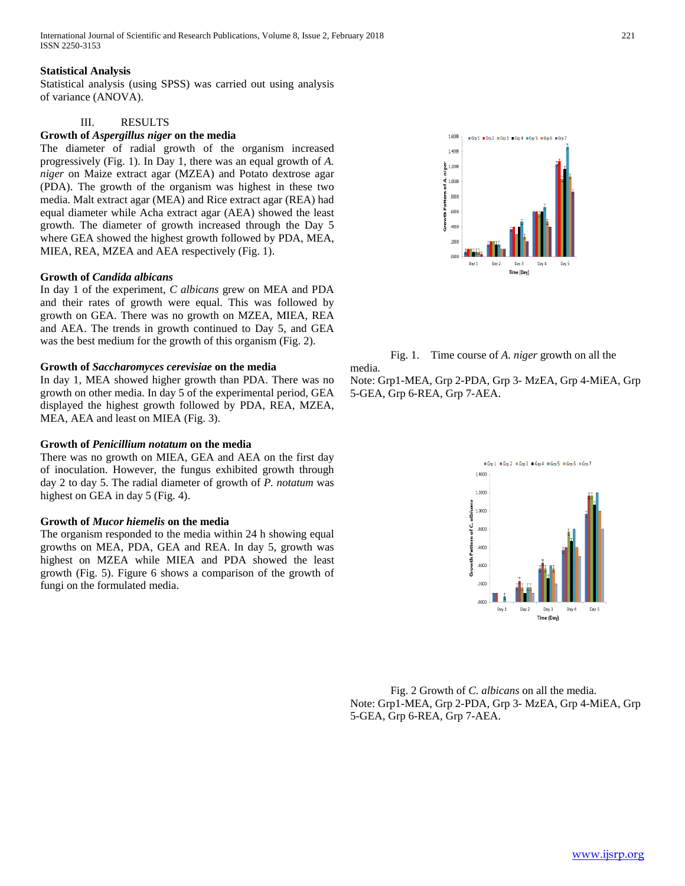## Statistical Analysis

Statistical analysis (using SPSS) was carried out using analysis of variance (ANOVA).

## III. RESULTS

### Growth of *Aspergillus niger* on the media

The diameter of radial growth of the organism increased progressively (Fig. 1). In Day 1, there was an equal growth of *A. niger* on Maize extract agar (MZEA) and Potato dextrose agar (PDA). The growth of the organism was highest in these two media. Malt extract agar (MEA) and Rice extract agar (REA) had equal diameter while Acha extract agar (AEA) showed the least growth. The diameter of growth increased through the Day 5 where GEA showed the highest growth followed by PDA, MEA, MIEA, REA, MZEA and AEA respectively (Fig. 1).

### Growth of *Candida albicans*

In day 1 of the experiment, *C albicans* grew on MEA and PDA and their rates of growth were equal. This was followed by growth on GEA. There was no growth on MZEA, MIEA, REA and AEA. The trends in growth continued to Day 5, and GEA was the best medium for the growth of this organism (Fig. 2).

### Growth of *Saccharomyces cerevisiae* on the media

In day 1, MEA showed higher growth than PDA. There was no growth on other media. In day 5 of the experimental period, GEA displayed the highest growth followed by PDA, REA, MZEA, MEA, AEA and least on MIEA (Fig. 3).

### Growth of *Penicillium notatum* on the media

There was no growth on MIEA, GEA and AEA on the first day of inoculation. However, the fungus exhibited growth through day 2 to day 5. The radial diameter of growth of *P. notatum* was highest on GEA in day 5 (Fig. 4).

### Growth of *Mucor hiemelis* on the media

The organism responded to the media within 24 h showing equal growths on MEA, PDA, GEA and REA. In day 5, growth was highest on MZEA while MIEA and PDA showed the least growth (Fig. 5). Figure 6 shows a comparison of the growth of fungi on the formulated media.

Fig. 1. Time course of *A. niger* growth on all the media.
Note: Grp1-MEA, Grp 2-PDA, Grp 3- MzEA, Grp 4-MiEA, Grp 5-GEA, Grp 6-REA, Grp 7-AEA.

Fig. 2 Growth of *C. albicans* on all the media.
Note: Grp1-MEA, Grp 2-PDA, Grp 3- MzEA, Grp 4-MiEA, Grp 5-GEA, Grp 6-REA, Grp 7-AEA.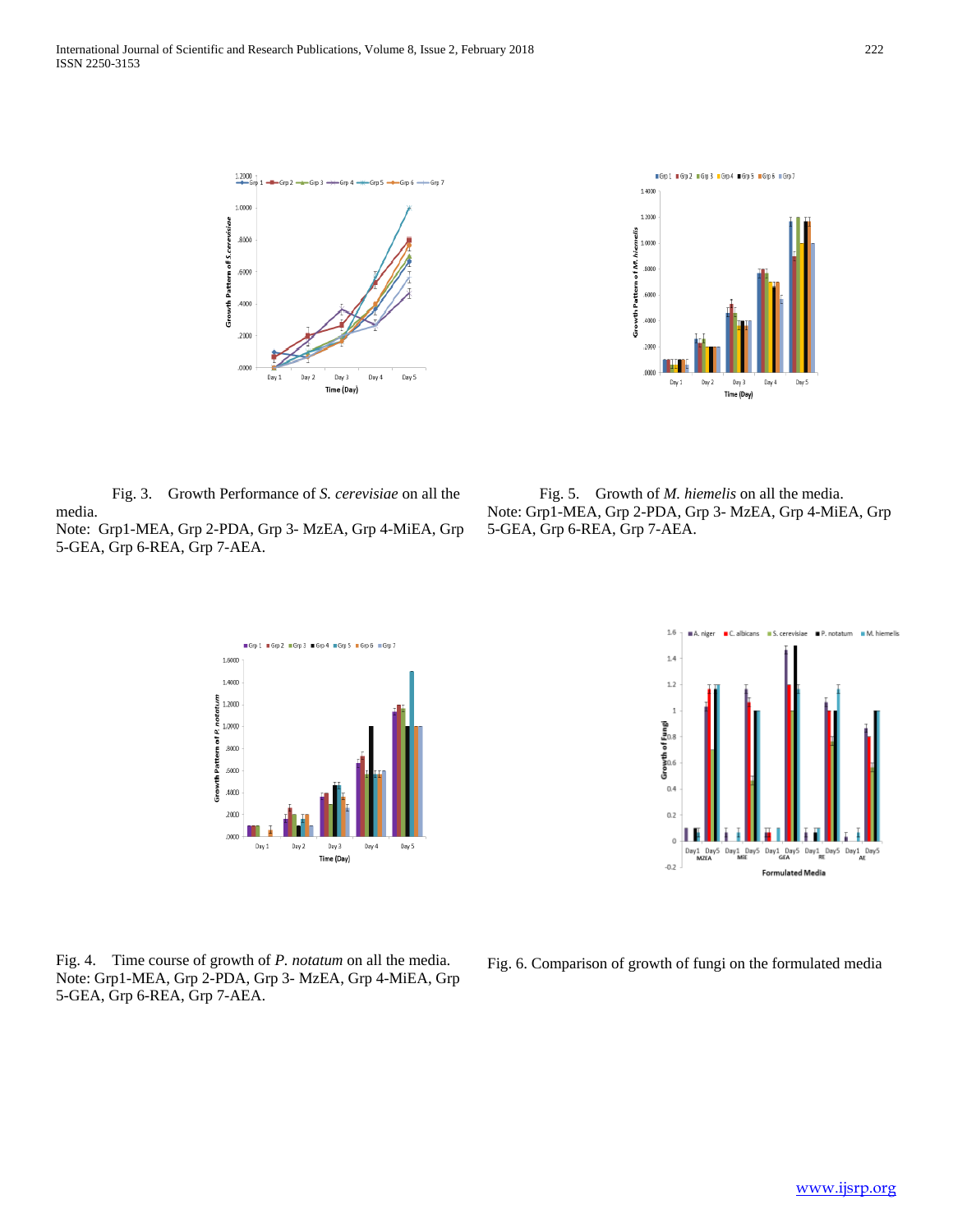Fig. 3. Growth Performance of *S. cerevisiae* on all the media.
Note: Grp1-MEA, Grp 2-PDA, Grp 3- MzEA, Grp 4-MiEA, Grp 5-GEA, Grp 6-REA, Grp 7-AEA.

Fig. 5. Growth of *M. hiemelis* on all the media.
Note: Grp1-MEA, Grp 2-PDA, Grp 3- MzEA, Grp 4-MiEA, Grp 5-GEA, Grp 6-REA, Grp 7-AEA.

Fig. 4. Time course of growth of *P. notatum* on all the media.
Note: Grp1-MEA, Grp 2-PDA, Grp 3- MzEA, Grp 4-MiEA, Grp 5-GEA, Grp 6-REA, Grp 7-AEA.

Fig. 6. Comparison of growth of fungi on the formulated media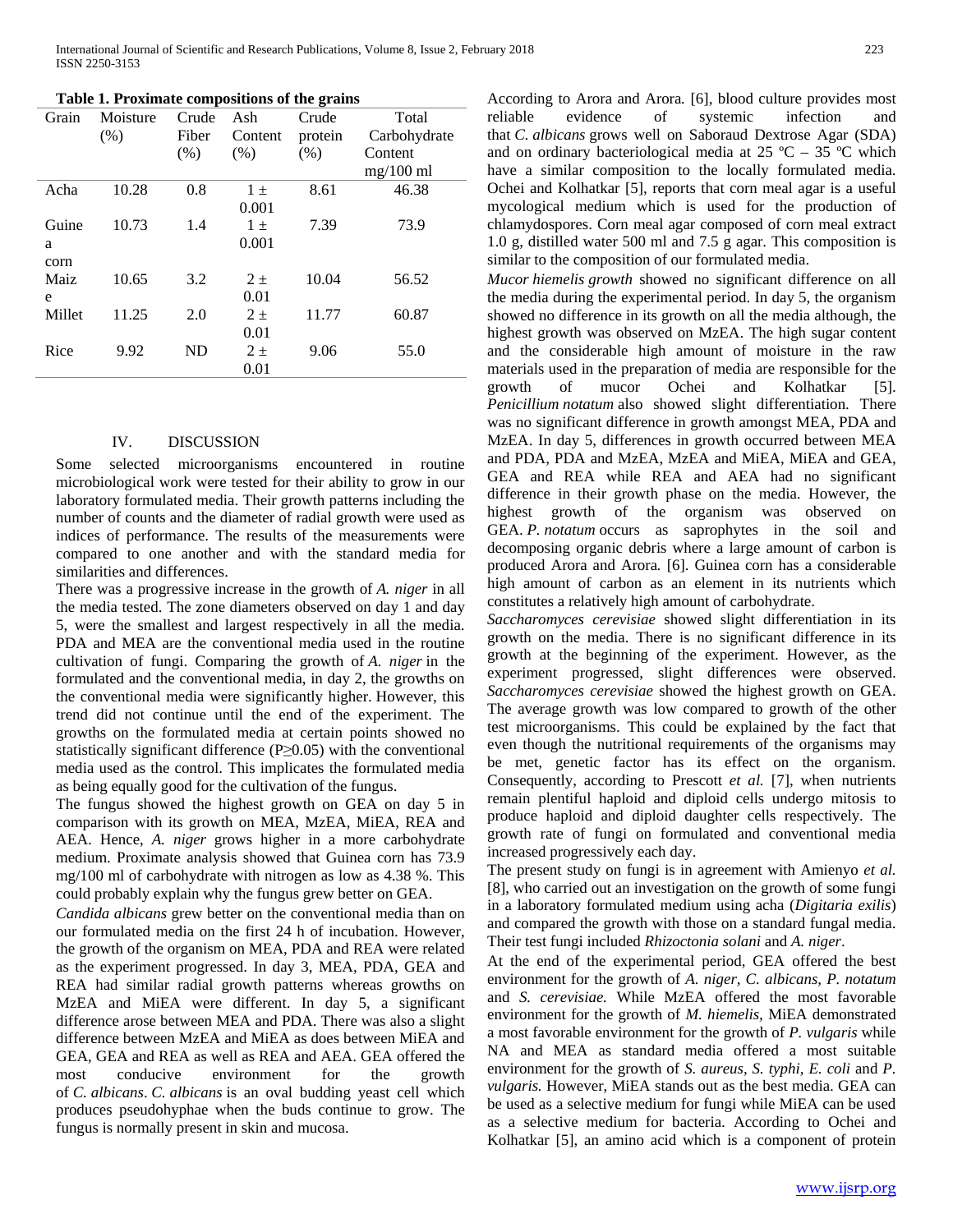**Table 1. Proximate compositions of the grains**

| Grain | Moisture (%) | Crude Fiber (%) | Ash Content (%) | Crude protein (%) | Total Carbohydrate Content mg/100 ml |
|---|---|---|---|---|---|
| Acha | 10.28 | 0.8 | 1 ± 0.001 | 8.61 | 46.38 |
| Guinea corn | 10.73 | 1.4 | 1 ± 0.001 | 7.39 | 73.9 |
| Maize | 10.65 | 3.2 | 2 ± 0.01 | 10.04 | 56.52 |
| Millet | 11.25 | 2.0 | 2 ± 0.01 | 11.77 | 60.87 |
| Rice | 9.92 | ND | 2 ± 0.01 | 9.06 | 55.0 |

## IV. DISCUSSION

Some selected microorganisms encountered in routine microbiological work were tested for their ability to grow in our laboratory formulated media. Their growth patterns including the number of counts and the diameter of radial growth were used as indices of performance. The results of the measurements were compared to one another and with the standard media for similarities and differences.

There was a progressive increase in the growth of *A. niger* in all the media tested. The zone diameters observed on day 1 and day 5, were the smallest and largest respectively in all the media. PDA and MEA are the conventional media used in the routine cultivation of fungi. Comparing the growth of *A. niger* in the formulated and the conventional media, in day 2, the growths on the conventional media were significantly higher. However, this trend did not continue until the end of the experiment. The growths on the formulated media at certain points showed no statistically significant difference ($P \geq 0.05$) with the conventional media used as the control. This implicates the formulated media as being equally good for the cultivation of the fungus.

The fungus showed the highest growth on GEA on day 5 in comparison with its growth on MEA, MzEA, MiEA, REA and AEA. Hence, *A. niger* grows higher in a more carbohydrate medium. Proximate analysis showed that Guinea corn has 73.9 mg/100 ml of carbohydrate with nitrogen as low as 4.38 %. This could probably explain why the fungus grew better on GEA.

*Candida albicans* grew better on the conventional media than on our formulated media on the first 24 h of incubation. However, the growth of the organism on MEA, PDA and REA were related as the experiment progressed. In day 3, MEA, PDA, GEA and REA had similar radial growth patterns whereas growths on MzEA and MiEA were different. In day 5, a significant difference arose between MEA and PDA. There was also a slight difference between MzEA and MiEA as does between MiEA and GEA, GEA and REA as well as REA and AEA. GEA offered the most conducive environment for the growth of *C. albicans*. *C. albicans* is an oval budding yeast cell which produces pseudohyphae when the buds continue to grow. The fungus is normally present in skin and mucosa.

According to Arora and Arora*.* [6], blood culture provides most reliable evidence of systemic infection and that *C. albicans* grows well on Saboraud Dextrose Agar (SDA) and on ordinary bacteriological media at 25 ºC – 35 ºC which have a similar composition to the locally formulated media. Ochei and Kolhatkar [5], reports that corn meal agar is a useful mycological medium which is used for the production of chlamydospores. Corn meal agar composed of corn meal extract 1.0 g, distilled water 500 ml and 7.5 g agar. This composition is similar to the composition of our formulated media.

*Mucor hiemelis growth* showed no significant difference on all the media during the experimental period. In day 5, the organism showed no difference in its growth on all the media although, the highest growth was observed on MzEA. The high sugar content and the considerable high amount of moisture in the raw materials used in the preparation of media are responsible for the growth of mucor Ochei and Kolhatkar [5]. *Penicillium notatum* also showed slight differentiation. There was no significant difference in growth amongst MEA, PDA and MzEA. In day 5, differences in growth occurred between MEA and PDA, PDA and MzEA, MzEA and MiEA, MiEA and GEA, GEA and REA while REA and AEA had no significant difference in their growth phase on the media. However, the highest growth of the organism was observed on GEA. *P. notatum* occurs as saprophytes in the soil and decomposing organic debris where a large amount of carbon is produced Arora and Arora*.* [6]. Guinea corn has a considerable high amount of carbon as an element in its nutrients which constitutes a relatively high amount of carbohydrate.

*Saccharomyces cerevisiae* showed slight differentiation in its growth on the media. There is no significant difference in its growth at the beginning of the experiment. However, as the experiment progressed, slight differences were observed. *Saccharomyces cerevisiae* showed the highest growth on GEA. The average growth was low compared to growth of the other test microorganisms. This could be explained by the fact that even though the nutritional requirements of the organisms may be met, genetic factor has its effect on the organism. Consequently, according to Prescott *et al.* [7], when nutrients remain plentiful haploid and diploid cells undergo mitosis to produce haploid and diploid daughter cells respectively. The growth rate of fungi on formulated and conventional media increased progressively each day.

The present study on fungi is in agreement with Amienyo *et al.* [8], who carried out an investigation on the growth of some fungi in a laboratory formulated medium using acha (*Digitaria exilis*) and compared the growth with those on a standard fungal media. Their test fungi included *Rhizoctonia solani* and *A. niger*.

At the end of the experimental period, GEA offered the best environment for the growth of *A. niger*, *C. albicans*, *P. notatum* and *S. cerevisiae.* While MzEA offered the most favorable environment for the growth of *M. hiemelis*, MiEA demonstrated a most favorable environment for the growth of *P. vulgaris* while NA and MEA as standard media offered a most suitable environment for the growth of *S. aureus*, *S. typhi, E. coli* and *P. vulgaris.* However, MiEA stands out as the best media. GEA can be used as a selective medium for fungi while MiEA can be used as a selective medium for bacteria. According to Ochei and Kolhatkar [5], an amino acid which is a component of protein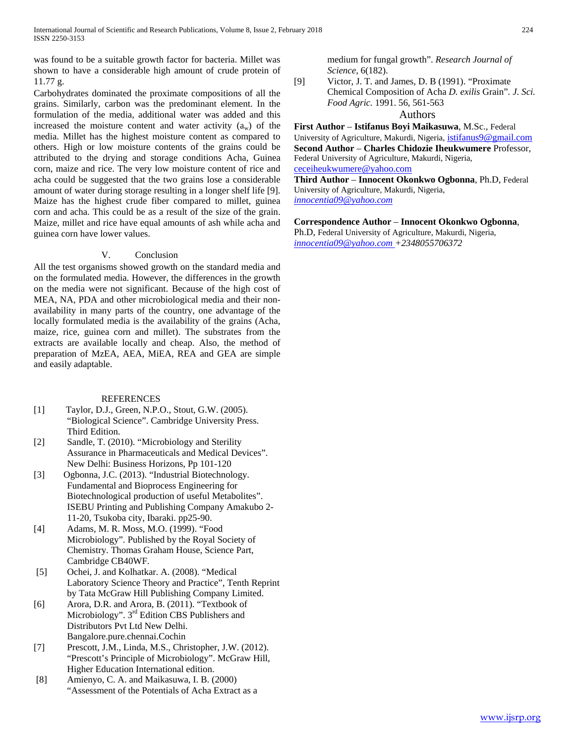was found to be a suitable growth factor for bacteria. Millet was shown to have a considerable high amount of crude protein of 11.77 g.

Carbohydrates dominated the proximate compositions of all the grains. Similarly, carbon was the predominant element. In the formulation of the media, additional water was added and this increased the moisture content and water activity ($a_w$) of the media. Millet has the highest moisture content as compared to others. High or low moisture contents of the grains could be attributed to the drying and storage conditions Acha, Guinea corn, maize and rice. The very low moisture content of rice and acha could be suggested that the two grains lose a considerable amount of water during storage resulting in a longer shelf life [9]. Maize has the highest crude fiber compared to millet, guinea corn and acha. This could be as a result of the size of the grain. Maize, millet and rice have equal amounts of ash while acha and guinea corn have lower values.

## V. Conclusion

All the test organisms showed growth on the standard media and on the formulated media. However, the differences in the growth on the media were not significant. Because of the high cost of MEA, NA, PDA and other microbiological media and their non-availability in many parts of the country, one advantage of the locally formulated media is the availability of the grains (Acha, maize, rice, guinea corn and millet). The substrates from the extracts are available locally and cheap. Also, the method of preparation of MzEA, AEA, MiEA, REA and GEA are simple and easily adaptable.

## REFERENCES

[1] Taylor, D.J., Green, N.P.O., Stout, G.W. (2005). "Biological Science". Cambridge University Press. Third Edition.

[2] Sandle, T. (2010). "Microbiology and Sterility Assurance in Pharmaceuticals and Medical Devices". New Delhi: Business Horizons, Pp 101-120

[3] Ogbonna, J.C. (2013). "Industrial Biotechnology. Fundamental and Bioprocess Engineering for Biotechnological production of useful Metabolites". ISEBU Printing and Publishing Company Amakubo 2-11-20, Tsukoba city, Ibaraki. pp25-90.

[4] Adams, M. R. Moss, M.O. (1999). "Food Microbiology". Published by the Royal Society of Chemistry. Thomas Graham House, Science Part, Cambridge CB40WF.

[5] Ochei, J. and Kolhatkar. A. (2008). "Medical Laboratory Science Theory and Practice", Tenth Reprint by Tata McGraw Hill Publishing Company Limited.

[6] Arora, D.R. and Arora, B. (2011). "Textbook of Microbiology". 3rd Edition CBS Publishers and Distributors Pvt Ltd New Delhi. Bangalore.pure.chennai.Cochin

[7] Prescott, J.M., Linda, M.S., Christopher, J.W. (2012). "Prescott's Principle of Microbiology". McGraw Hill, Higher Education International edition.

[8] Amienyo, C. A. and Maikasuwa, I. B. (2000) "Assessment of the Potentials of Acha Extract as a medium for fungal growth". *Research Journal of Science*, 6(182).

[9] Victor, J. T. and James, D. B (1991). "Proximate Chemical Composition of Acha *D. exilis* Grain". *J. Sci. Food Agric.* 1991. 56, 561-563

## Authors

**First Author** – **Istifanus Boyi Maikasuwa**, M.Sc., Federal University of Agriculture, Makurdi, Nigeria, istifanus9@gmail.com

**Second Author** – **Charles Chidozie Iheukwumere** Professor, Federal University of Agriculture, Makurdi, Nigeria, ceceiheukwumere@yahoo.com

**Third Author** – **Innocent Okonkwo Ogbonna**, Ph.D, Federal University of Agriculture, Makurdi, Nigeria, *innocentia09@yahoo.com*

**Correspondence Author** – **Innocent Okonkwo Ogbonna**, Ph.D, Federal University of Agriculture, Makurdi, Nigeria, *innocentia09@yahoo.com +2348055706372*